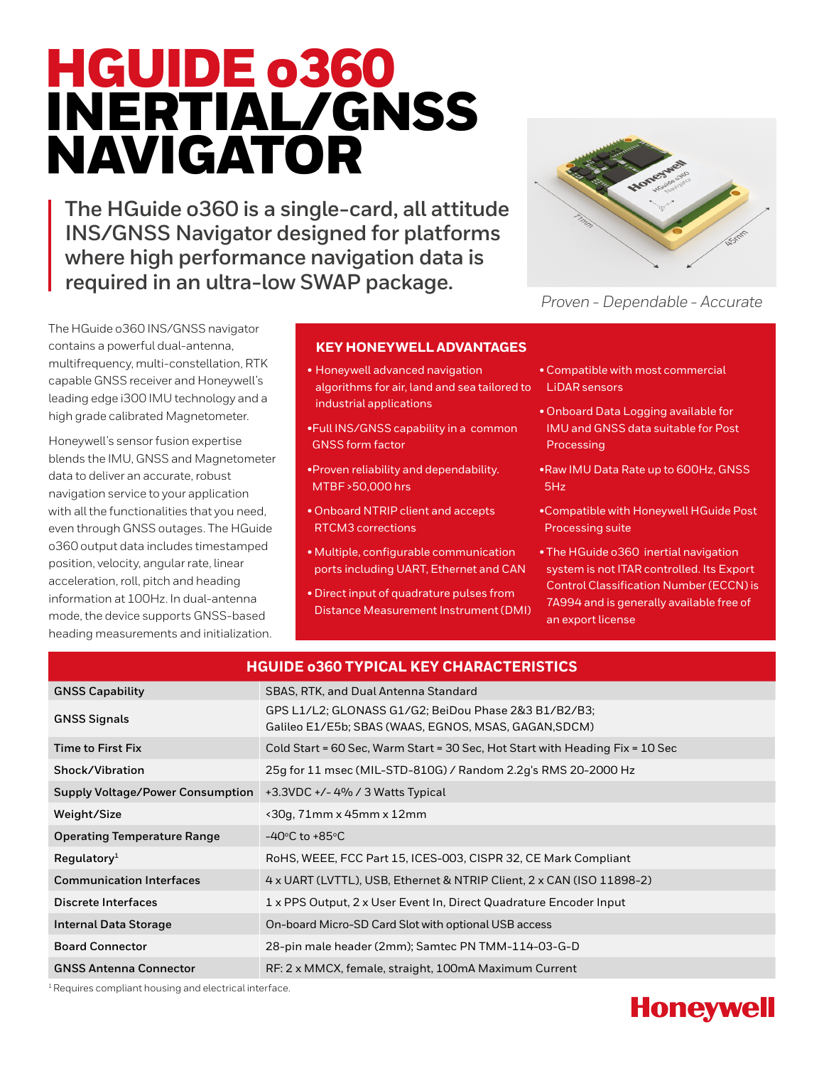# HGUIDE o360 INERTIAL/GNSS NAVIGATOR

**The HGuide o360 is a single-card, all attitude INS/GNSS Navigator designed for platforms where high performance navigation data is required in an ultra-low SWAP package.**

*Proven - Dependable - Accurate*

The HGuide o360 INS/GNSS navigator contains a powerful dual-antenna, multifrequency, multi-constellation, RTK capable GNSS receiver and Honeywell's leading edge i300 IMU technology and a high grade calibrated Magnetometer.

Honeywell's sensor fusion expertise blends the IMU, GNSS and Magnetometer data to deliver an accurate, robust navigation service to your application with all the functionalities that you need, even through GNSS outages. The HGuide o360 output data includes timestamped position, velocity, angular rate, linear acceleration, roll, pitch and heading information at 100Hz. In dual-antenna mode, the device supports GNSS-based heading measurements and initialization.

## KEY HONEYWELL ADVANTAGES

- Honeywell advanced navigation algorithms for air, land and sea tailored to industrial applications
- Full INS/GNSS capability in a common GNSS form factor
- Proven reliability and dependability. MTBF >50,000 hrs
- Onboard NTRIP client and accepts RTCM3 corrections
- Multiple, configurable communication ports including UART, Ethernet and CAN
- Direct input of quadrature pulses from Distance Measurement Instrument (DMI)
- Compatible with most commercial LiDAR sensors
- Onboard Data Logging available for IMU and GNSS data suitable for Post Processing
- Raw IMU Data Rate up to 600Hz, GNSS 5Hz
- Compatible with Honeywell HGuide Post Processing suite
- The HGuide o360 inertial navigation system is not ITAR controlled. Its Export Control Classification Number (ECCN) is 7A994 and is generally available free of an export license

## HGUIDE o360 TYPICAL KEY CHARACTERISTICS

| | |
|---|---|
| GNSS Capability | SBAS, RTK, and Dual Antenna Standard |
| GNSS Signals | GPS L1/L2; GLONASS G1/G2; BeiDou Phase 2&3 B1/B2/B3; Galileo E1/E5b; SBAS (WAAS, EGNOS, MSAS, GAGAN,SDCM) |
| Time to First Fix | Cold Start = 60 Sec, Warm Start = 30 Sec, Hot Start with Heading Fix = 10 Sec |
| Shock/Vibration | 25g for 11 msec (MIL-STD-810G) / Random 2.2g's RMS 20-2000 Hz |
| Supply Voltage/Power Consumption | +3.3VDC +/- 4% / 3 Watts Typical |
| Weight/Size | <30g, 71mm x 45mm x 12mm |
| Operating Temperature Range | -40°C to +85°C |
| Regulatory[1] | RoHS, WEEE, FCC Part 15, ICES-003, CISPR 32, CE Mark Compliant |
| Communication Interfaces | 4 x UART (LVTTL), USB, Ethernet & NTRIP Client, 2 x CAN (ISO 11898-2) |
| Discrete Interfaces | 1 x PPS Output, 2 x User Event In, Direct Quadrature Encoder Input |
| Internal Data Storage | On-board Micro-SD Card Slot with optional USB access |
| Board Connector | 28-pin male header (2mm); Samtec PN TMM-114-03-G-D |
| GNSS Antenna Connector | RF: 2 x MMCX, female, straight, 100mA Maximum Current |

[1] Requires compliant housing and electrical interface.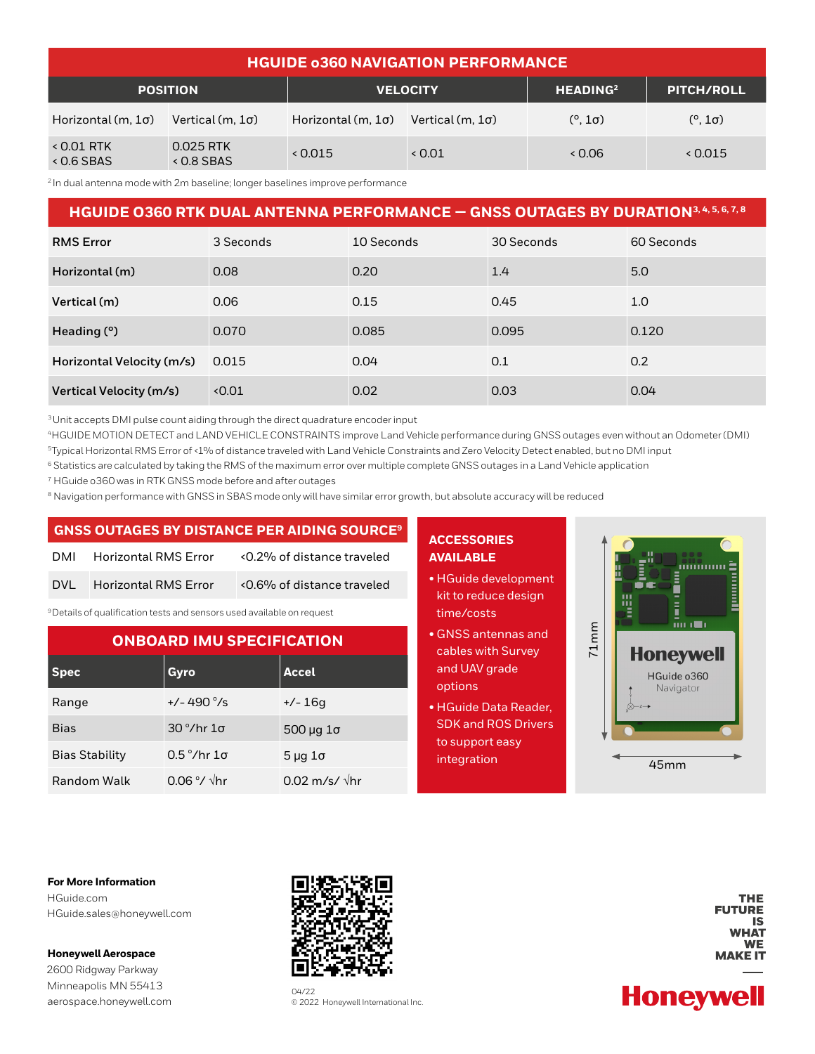## HGUIDE o360 NAVIGATION PERFORMANCE

| POSITION | | VELOCITY | | HEADING[2] | PITCH/ROLL |
|---|---|---|---|---|---|
| Horizontal (m, 1σ) | Vertical (m, 1σ) | Horizontal (m, 1σ) | Vertical (m, 1σ) | (°, 1σ) | (°, 1σ) |
| < 0.01 RTK<br>< 0.6 SBAS | 0.025 RTK<br>< 0.8 SBAS | < 0.015 | < 0.01 | < 0.06 | < 0.015 |

[2] In dual antenna mode with 2m baseline; longer baselines improve performance

## HGUIDE O360 RTK DUAL ANTENNA PERFORMANCE — GNSS OUTAGES BY DURATION[3, 4, 5, 6, 7, 8]

| RMS Error | 3 Seconds | 10 Seconds | 30 Seconds | 60 Seconds |
|---|---|---|---|---|
| **Horizontal (m)** | 0.08 | 0.20 | 1.4 | 5.0 |
| **Vertical (m)** | 0.06 | 0.15 | 0.45 | 1.0 |
| **Heading (°)** | 0.070 | 0.085 | 0.095 | 0.120 |
| **Horizontal Velocity (m/s)** | 0.015 | 0.04 | 0.1 | 0.2 |
| **Vertical Velocity (m/s)** | <0.01 | 0.02 | 0.03 | 0.04 |

[3] Unit accepts DMI pulse count aiding through the direct quadrature encoder input
[4] HGUIDE MOTION DETECT and LAND VEHICLE CONSTRAINTS improve Land Vehicle performance during GNSS outages even without an Odometer (DMI)
[5] Typical Horizontal RMS Error of <1% of distance traveled with Land Vehicle Constraints and Zero Velocity Detect enabled, but no DMI input
[6] Statistics are calculated by taking the RMS of the maximum error over multiple complete GNSS outages in a Land Vehicle application
[7] HGuide o360 was in RTK GNSS mode before and after outages
[8] Navigation performance with GNSS in SBAS mode only will have similar error growth, but absolute accuracy will be reduced

## GNSS OUTAGES BY DISTANCE PER AIDING SOURCE[9]

| | | |
|---|---|---|
| DMI | Horizontal RMS Error | <0.2% of distance traveled |
| DVL | Horizontal RMS Error | <0.6% of distance traveled |

[9] Details of qualification tests and sensors used available on request

## ONBOARD IMU SPECIFICATION

| Spec | Gyro | Accel |
|---|---|---|
| Range | +/- 490 °/s | +/- 16g |
| Bias | 30 °/hr 1σ | 500 µg 1σ |
| Bias Stability | 0.5 °/hr 1σ | 5 µg 1σ |
| Random Walk | 0.06 °/ √hr | 0.02 m/s/ √hr |

## ACCESSORIES AVAILABLE

- HGuide development kit to reduce design time/costs
- GNSS antennas and cables with Survey and UAV grade options
- HGuide Data Reader, SDK and ROS Drivers to support easy integration

71mm

Honeywell
HGuide o360
Navigator

45mm

**For More Information**
HGuide.com
HGuide.sales@honeywell.com

**Honeywell Aerospace**
2600 Ridgway Parkway
Minneapolis MN 55413
aerospace.honeywell.com

04/22
© 2022 Honeywell International Inc.

THE FUTURE IS WHAT WE MAKE IT

Honeywell